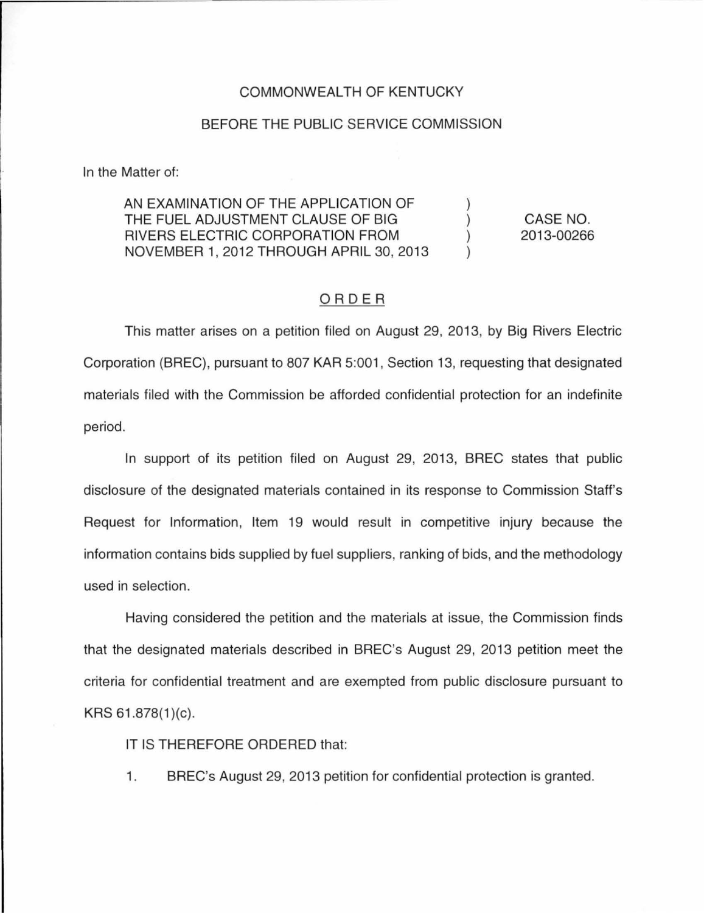COMMONWEALTH OF KENTUCKY

BEFORE THE PUBLIC SERVICE COMMISSION

In the Matter of:

| | | |
|---|---|---|
| AN EXAMINATION OF THE APPLICATION OF THE FUEL ADJUSTMENT CLAUSE OF BIG RIVERS ELECTRIC CORPORATION FROM NOVEMBER 1, 2012 THROUGH APRIL 30, 2013 | ) ) ) ) | CASE NO. 2013-00266 |

## ORDER

This matter arises on a petition filed on August 29, 2013, by Big Rivers Electric Corporation (BREC), pursuant to 807 KAR 5:001, Section 13, requesting that designated materials filed with the Commission be afforded confidential protection for an indefinite period.

In support of its petition filed on August 29, 2013, BREC states that public disclosure of the designated materials contained in its response to Commission Staff's Request for Information, Item 19 would result in competitive injury because the information contains bids supplied by fuel suppliers, ranking of bids, and the methodology used in selection.

Having considered the petition and the materials at issue, the Commission finds that the designated materials described in BREC's August 29, 2013 petition meet the criteria for confidential treatment and are exempted from public disclosure pursuant to KRS 61.878(1)(c).

IT IS THEREFORE ORDERED that:

1. BREC's August 29, 2013 petition for confidential protection is granted.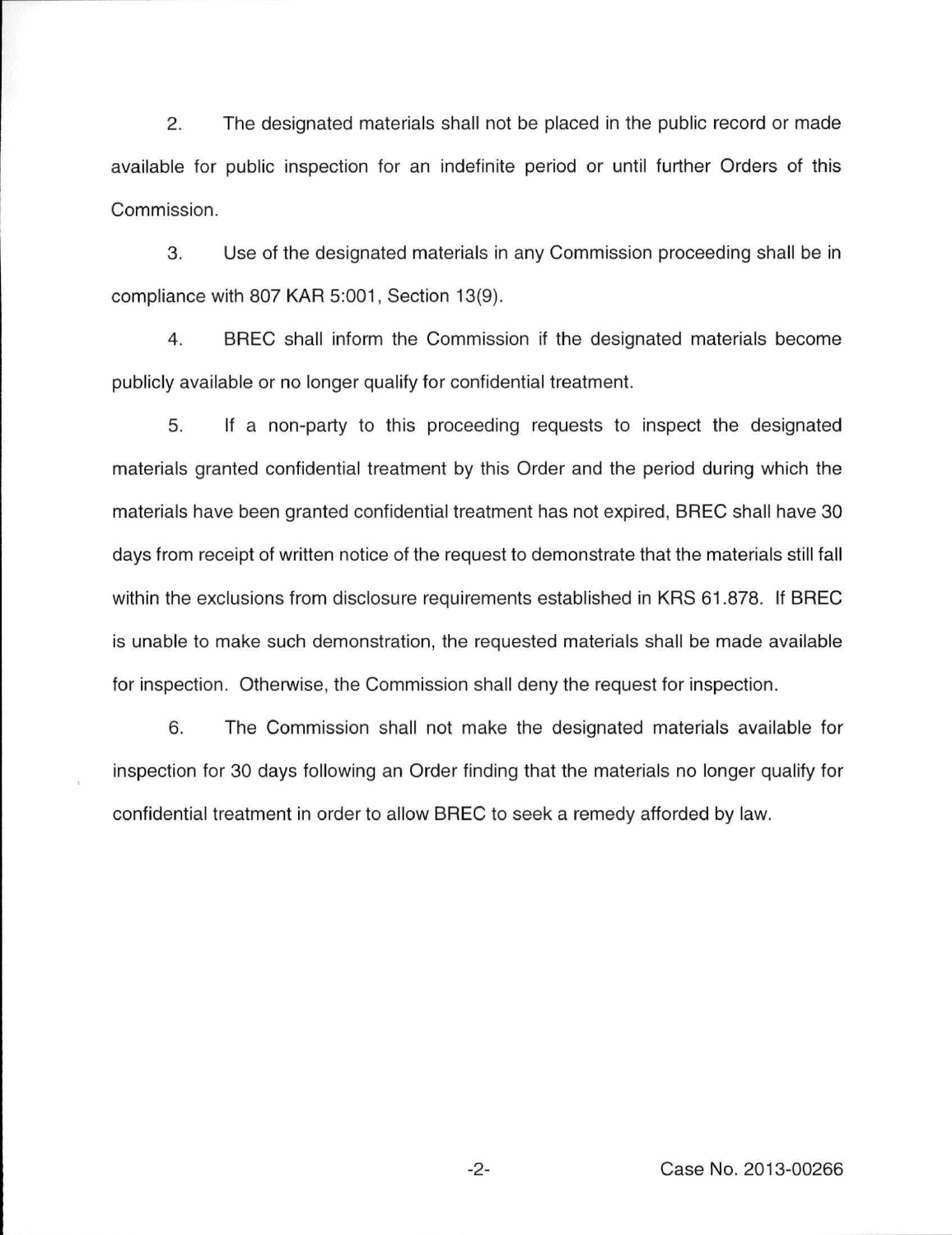2. The designated materials shall not be placed in the public record or made available for public inspection for an indefinite period or until further Orders of this Commission.

3. Use of the designated materials in any Commission proceeding shall be in compliance with 807 KAR 5:001, Section 13(9).

4. BREC shall inform the Commission if the designated materials become publicly available or no longer qualify for confidential treatment.

5. If a non-party to this proceeding requests to inspect the designated materials granted confidential treatment by this Order and the period during which the materials have been granted confidential treatment has not expired, BREC shall have 30 days from receipt of written notice of the request to demonstrate that the materials still fall within the exclusions from disclosure requirements established in KRS 61.878. If BREC is unable to make such demonstration, the requested materials shall be made available for inspection. Otherwise, the Commission shall deny the request for inspection.

6. The Commission shall not make the designated materials available for inspection for 30 days following an Order finding that the materials no longer qualify for confidential treatment in order to allow BREC to seek a remedy afforded by law.

Case No. 2013-00266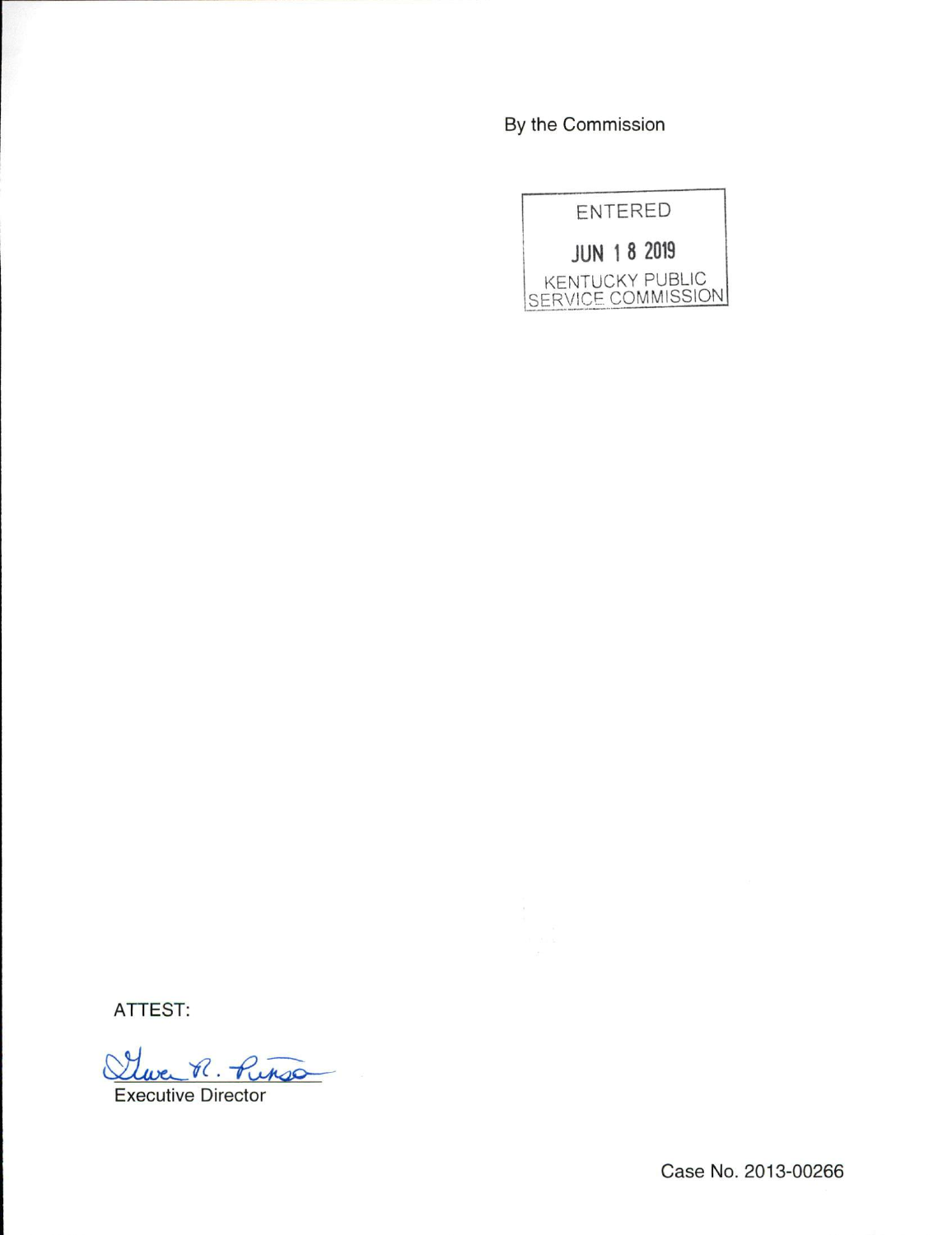By the Commission

ENTERED

JUN 18 2019

KENTUCKY PUBLIC SERVICE COMMISSION

ATTEST:

Executive Director

Case No. 2013-00266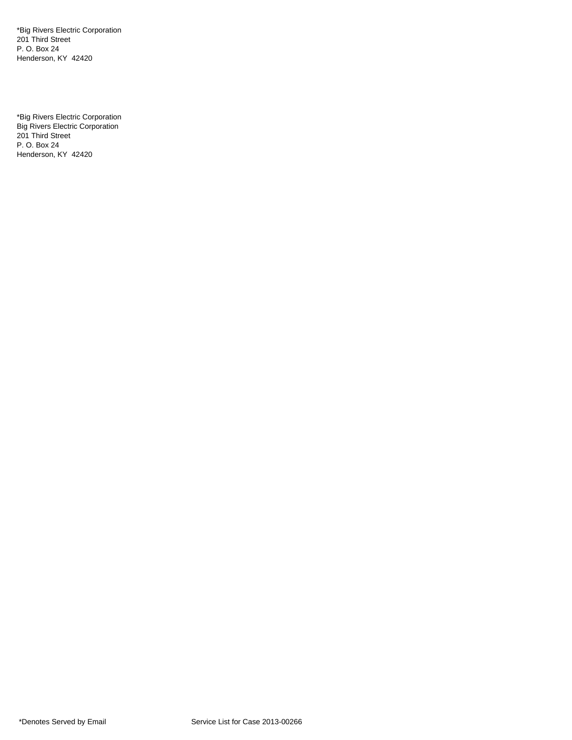*Big Rivers Electric Corporation
201 Third Street
P. O. Box 24
Henderson, KY  42420

*Big Rivers Electric Corporation
Big Rivers Electric Corporation
201 Third Street
P. O. Box 24
Henderson, KY  42420

*Denotes Served by Email

Service List for Case 2013-00266